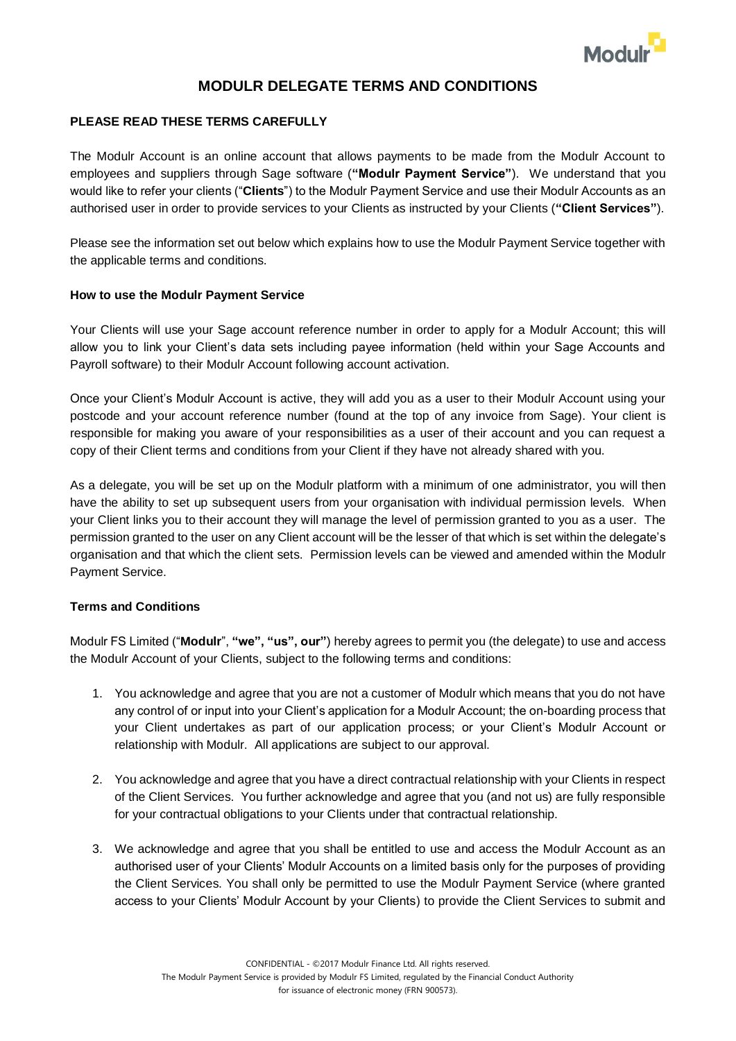# MODULR DELEGATE TERMS AND CONDITIONS

**PLEASE READ THESE TERMS CAREFULLY**

The Modulr Account is an online account that allows payments to be made from the Modulr Account to employees and suppliers through Sage software (**"Modulr Payment Service"**). We understand that you would like to refer your clients ("**Clients**") to the Modulr Payment Service and use their Modulr Accounts as an authorised user in order to provide services to your Clients as instructed by your Clients (**"Client Services"**).

Please see the information set out below which explains how to use the Modulr Payment Service together with the applicable terms and conditions.

**How to use the Modulr Payment Service**

Your Clients will use your Sage account reference number in order to apply for a Modulr Account; this will allow you to link your Client's data sets including payee information (held within your Sage Accounts and Payroll software) to their Modulr Account following account activation.

Once your Client's Modulr Account is active, they will add you as a user to their Modulr Account using your postcode and your account reference number (found at the top of any invoice from Sage). Your client is responsible for making you aware of your responsibilities as a user of their account and you can request a copy of their Client terms and conditions from your Client if they have not already shared with you.

As a delegate, you will be set up on the Modulr platform with a minimum of one administrator, you will then have the ability to set up subsequent users from your organisation with individual permission levels. When your Client links you to their account they will manage the level of permission granted to you as a user. The permission granted to the user on any Client account will be the lesser of that which is set within the delegate's organisation and that which the client sets. Permission levels can be viewed and amended within the Modulr Payment Service.

**Terms and Conditions**

Modulr FS Limited ("**Modulr**", **"we", "us", our"**) hereby agrees to permit you (the delegate) to use and access the Modulr Account of your Clients, subject to the following terms and conditions:

1. You acknowledge and agree that you are not a customer of Modulr which means that you do not have any control of or input into your Client's application for a Modulr Account; the on-boarding process that your Client undertakes as part of our application process; or your Client's Modulr Account or relationship with Modulr. All applications are subject to our approval.

2. You acknowledge and agree that you have a direct contractual relationship with your Clients in respect of the Client Services. You further acknowledge and agree that you (and not us) are fully responsible for your contractual obligations to your Clients under that contractual relationship.

3. We acknowledge and agree that you shall be entitled to use and access the Modulr Account as an authorised user of your Clients' Modulr Accounts on a limited basis only for the purposes of providing the Client Services. You shall only be permitted to use the Modulr Payment Service (where granted access to your Clients' Modulr Account by your Clients) to provide the Client Services to submit and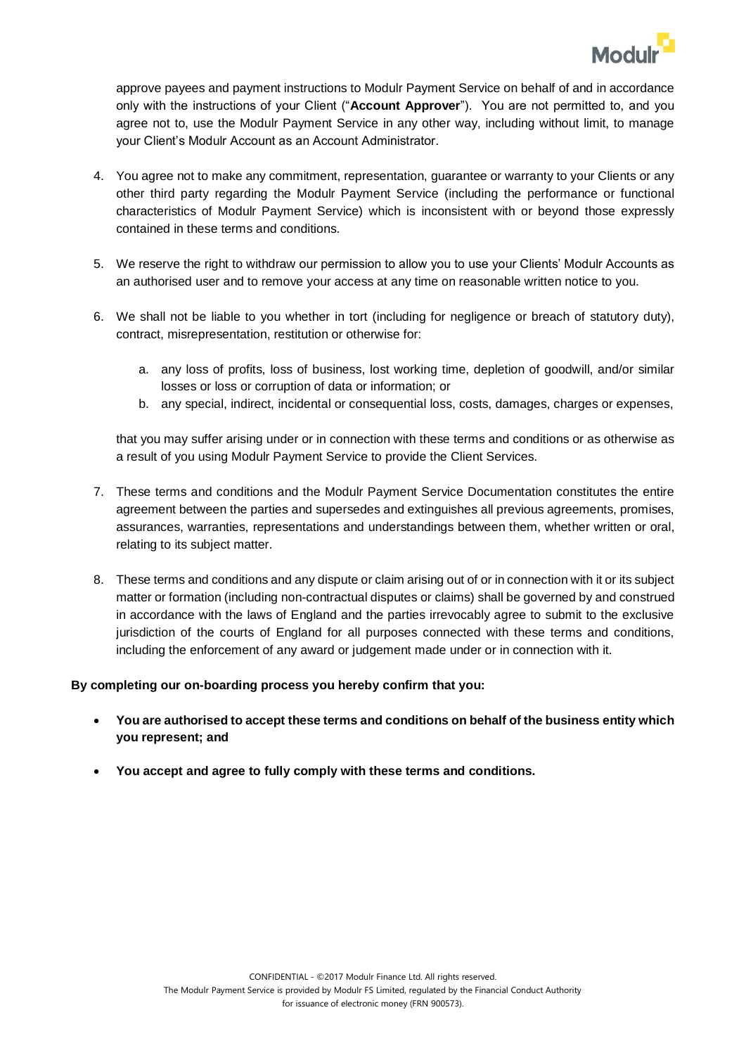approve payees and payment instructions to Modulr Payment Service on behalf of and in accordance only with the instructions of your Client ("**Account Approver**"). You are not permitted to, and you agree not to, use the Modulr Payment Service in any other way, including without limit, to manage your Client's Modulr Account as an Account Administrator.

4. You agree not to make any commitment, representation, guarantee or warranty to your Clients or any other third party regarding the Modulr Payment Service (including the performance or functional characteristics of Modulr Payment Service) which is inconsistent with or beyond those expressly contained in these terms and conditions.

5. We reserve the right to withdraw our permission to allow you to use your Clients' Modulr Accounts as an authorised user and to remove your access at any time on reasonable written notice to you.

6. We shall not be liable to you whether in tort (including for negligence or breach of statutory duty), contract, misrepresentation, restitution or otherwise for:

   a. any loss of profits, loss of business, lost working time, depletion of goodwill, and/or similar losses or loss or corruption of data or information; or
   b. any special, indirect, incidental or consequential loss, costs, damages, charges or expenses,

   that you may suffer arising under or in connection with these terms and conditions or as otherwise as a result of you using Modulr Payment Service to provide the Client Services.

7. These terms and conditions and the Modulr Payment Service Documentation constitutes the entire agreement between the parties and supersedes and extinguishes all previous agreements, promises, assurances, warranties, representations and understandings between them, whether written or oral, relating to its subject matter.

8. These terms and conditions and any dispute or claim arising out of or in connection with it or its subject matter or formation (including non-contractual disputes or claims) shall be governed by and construed in accordance with the laws of England and the parties irrevocably agree to submit to the exclusive jurisdiction of the courts of England for all purposes connected with these terms and conditions, including the enforcement of any award or judgement made under or in connection with it.

**By completing our on-boarding process you hereby confirm that you:**

- **You are authorised to accept these terms and conditions on behalf of the business entity which you represent; and**
- **You accept and agree to fully comply with these terms and conditions.**